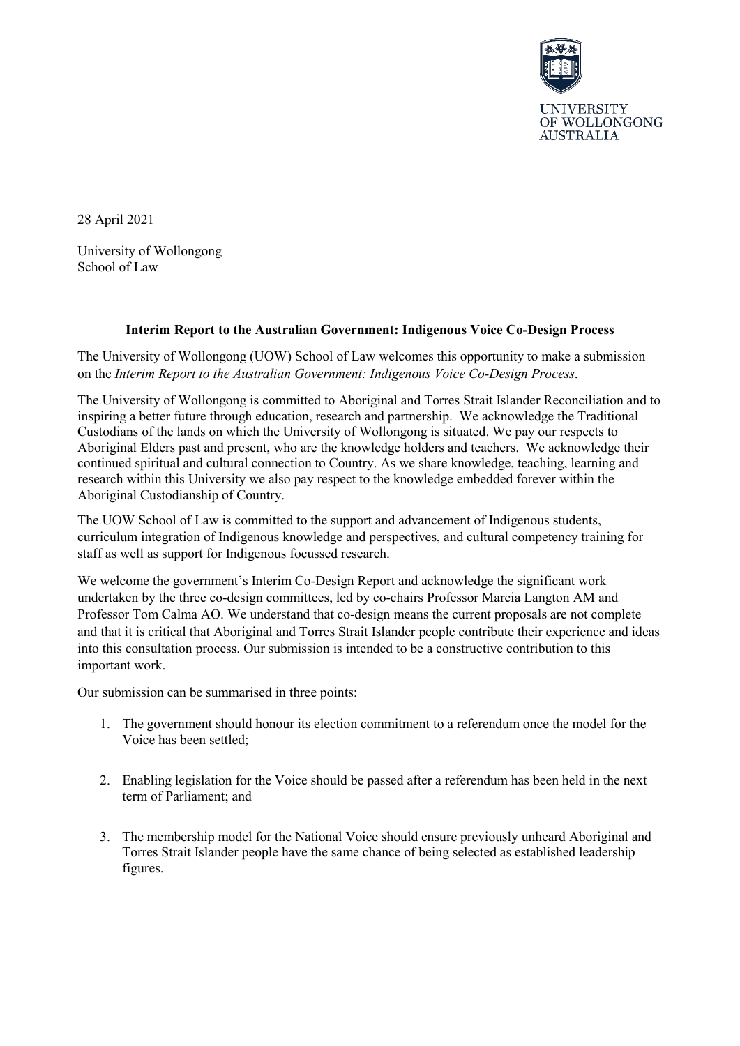UNIVERSITY OF WOLLONGONG AUSTRALIA

28 April 2021

University of Wollongong
School of Law

**Interim Report to the Australian Government: Indigenous Voice Co-Design Process**

The University of Wollongong (UOW) School of Law welcomes this opportunity to make a submission on the *Interim Report to the Australian Government: Indigenous Voice Co-Design Process*.

The University of Wollongong is committed to Aboriginal and Torres Strait Islander Reconciliation and to inspiring a better future through education, research and partnership. We acknowledge the Traditional Custodians of the lands on which the University of Wollongong is situated. We pay our respects to Aboriginal Elders past and present, who are the knowledge holders and teachers. We acknowledge their continued spiritual and cultural connection to Country. As we share knowledge, teaching, learning and research within this University we also pay respect to the knowledge embedded forever within the Aboriginal Custodianship of Country.

The UOW School of Law is committed to the support and advancement of Indigenous students, curriculum integration of Indigenous knowledge and perspectives, and cultural competency training for staff as well as support for Indigenous focussed research.

We welcome the government's Interim Co-Design Report and acknowledge the significant work undertaken by the three co-design committees, led by co-chairs Professor Marcia Langton AM and Professor Tom Calma AO. We understand that co-design means the current proposals are not complete and that it is critical that Aboriginal and Torres Strait Islander people contribute their experience and ideas into this consultation process. Our submission is intended to be a constructive contribution to this important work.

Our submission can be summarised in three points:

1. The government should honour its election commitment to a referendum once the model for the Voice has been settled;

2. Enabling legislation for the Voice should be passed after a referendum has been held in the next term of Parliament; and

3. The membership model for the National Voice should ensure previously unheard Aboriginal and Torres Strait Islander people have the same chance of being selected as established leadership figures.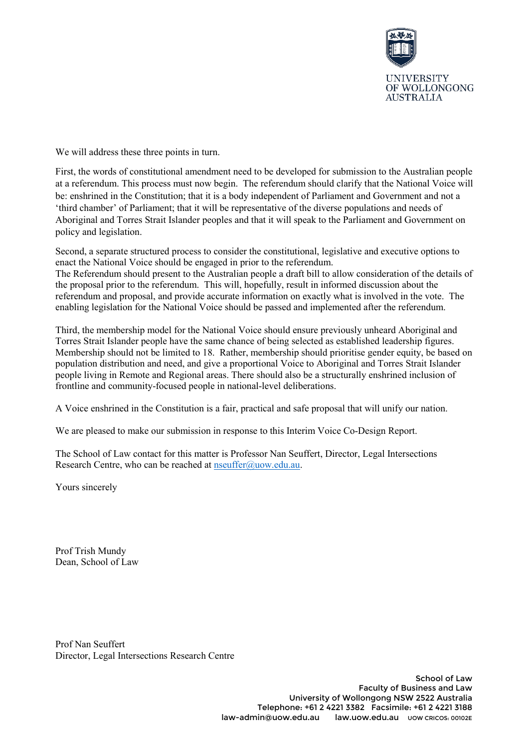We will address these three points in turn.

First, the words of constitutional amendment need to be developed for submission to the Australian people at a referendum. This process must now begin. The referendum should clarify that the National Voice will be: enshrined in the Constitution; that it is a body independent of Parliament and Government and not a 'third chamber' of Parliament; that it will be representative of the diverse populations and needs of Aboriginal and Torres Strait Islander peoples and that it will speak to the Parliament and Government on policy and legislation.

Second, a separate structured process to consider the constitutional, legislative and executive options to enact the National Voice should be engaged in prior to the referendum.
The Referendum should present to the Australian people a draft bill to allow consideration of the details of the proposal prior to the referendum. This will, hopefully, result in informed discussion about the referendum and proposal, and provide accurate information on exactly what is involved in the vote. The enabling legislation for the National Voice should be passed and implemented after the referendum.

Third, the membership model for the National Voice should ensure previously unheard Aboriginal and Torres Strait Islander people have the same chance of being selected as established leadership figures. Membership should not be limited to 18. Rather, membership should prioritise gender equity, be based on population distribution and need, and give a proportional Voice to Aboriginal and Torres Strait Islander people living in Remote and Regional areas. There should also be a structurally enshrined inclusion of frontline and community-focused people in national-level deliberations.

A Voice enshrined in the Constitution is a fair, practical and safe proposal that will unify our nation.

We are pleased to make our submission in response to this Interim Voice Co-Design Report.

The School of Law contact for this matter is Professor Nan Seuffert, Director, Legal Intersections Research Centre, who can be reached at nseuffer@uow.edu.au.

Yours sincerely

Prof Trish Mundy
Dean, School of Law

Prof Nan Seuffert
Director, Legal Intersections Research Centre

School of Law
Faculty of Business and Law
University of Wollongong NSW 2522 Australia
Telephone: +61 2 4221 3382 Facsimile: +61 2 4221 3188
law-admin@uow.edu.au law.uow.edu.au UOW CRICOS: 00102E